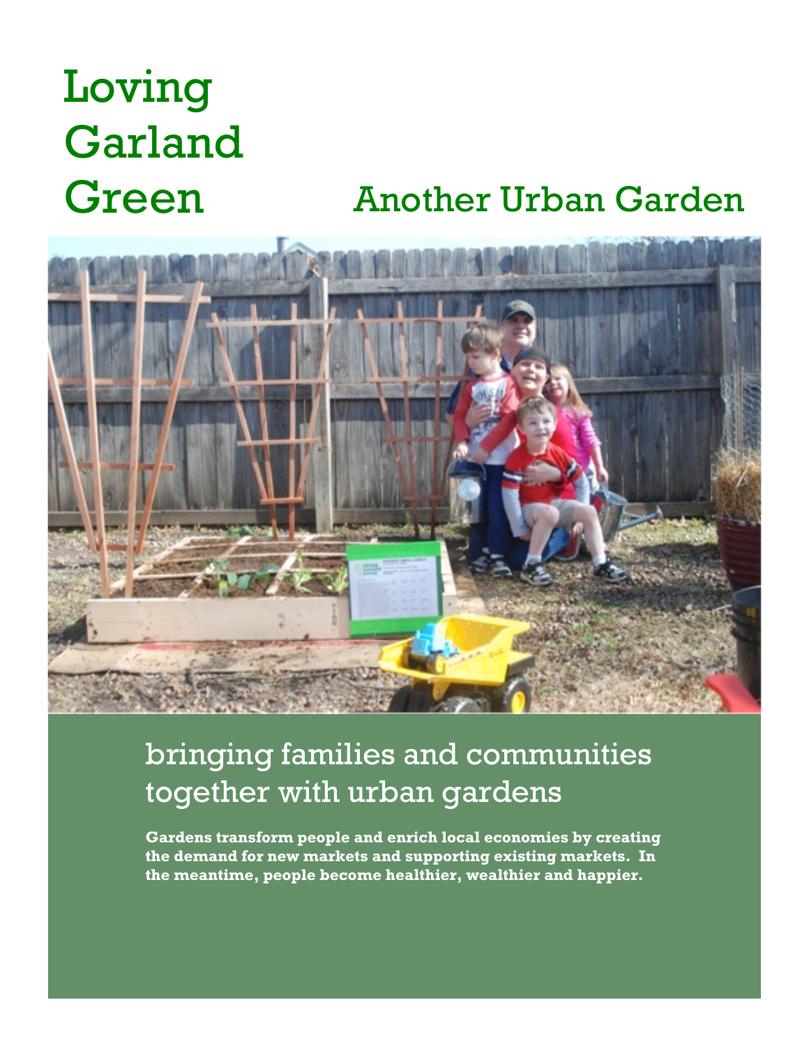# Loving Garland Green

## Another Urban Garden

## bringing families and communities together with urban gardens

**Gardens transform people and enrich local economies by creating the demand for new markets and supporting existing markets. In the meantime, people become healthier, wealthier and happier.**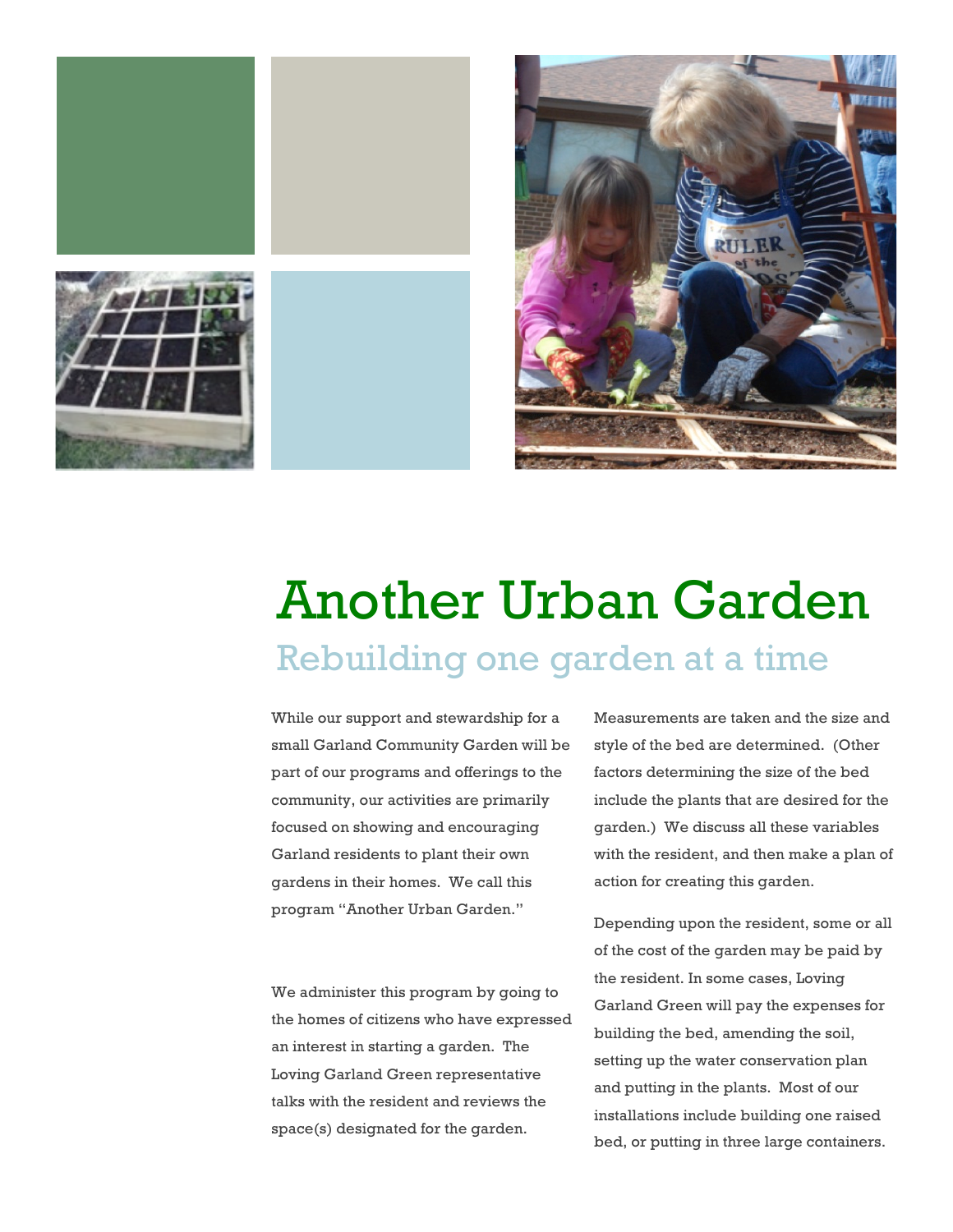# Another Urban Garden

## Rebuilding one garden at a time

While our support and stewardship for a small Garland Community Garden will be part of our programs and offerings to the community, our activities are primarily focused on showing and encouraging Garland residents to plant their own gardens in their homes. We call this program "Another Urban Garden."

We administer this program by going to the homes of citizens who have expressed an interest in starting a garden. The Loving Garland Green representative talks with the resident and reviews the space(s) designated for the garden.

Measurements are taken and the size and style of the bed are determined. (Other factors determining the size of the bed include the plants that are desired for the garden.) We discuss all these variables with the resident, and then make a plan of action for creating this garden.

Depending upon the resident, some or all of the cost of the garden may be paid by the resident. In some cases, Loving Garland Green will pay the expenses for building the bed, amending the soil, setting up the water conservation plan and putting in the plants. Most of our installations include building one raised bed, or putting in three large containers.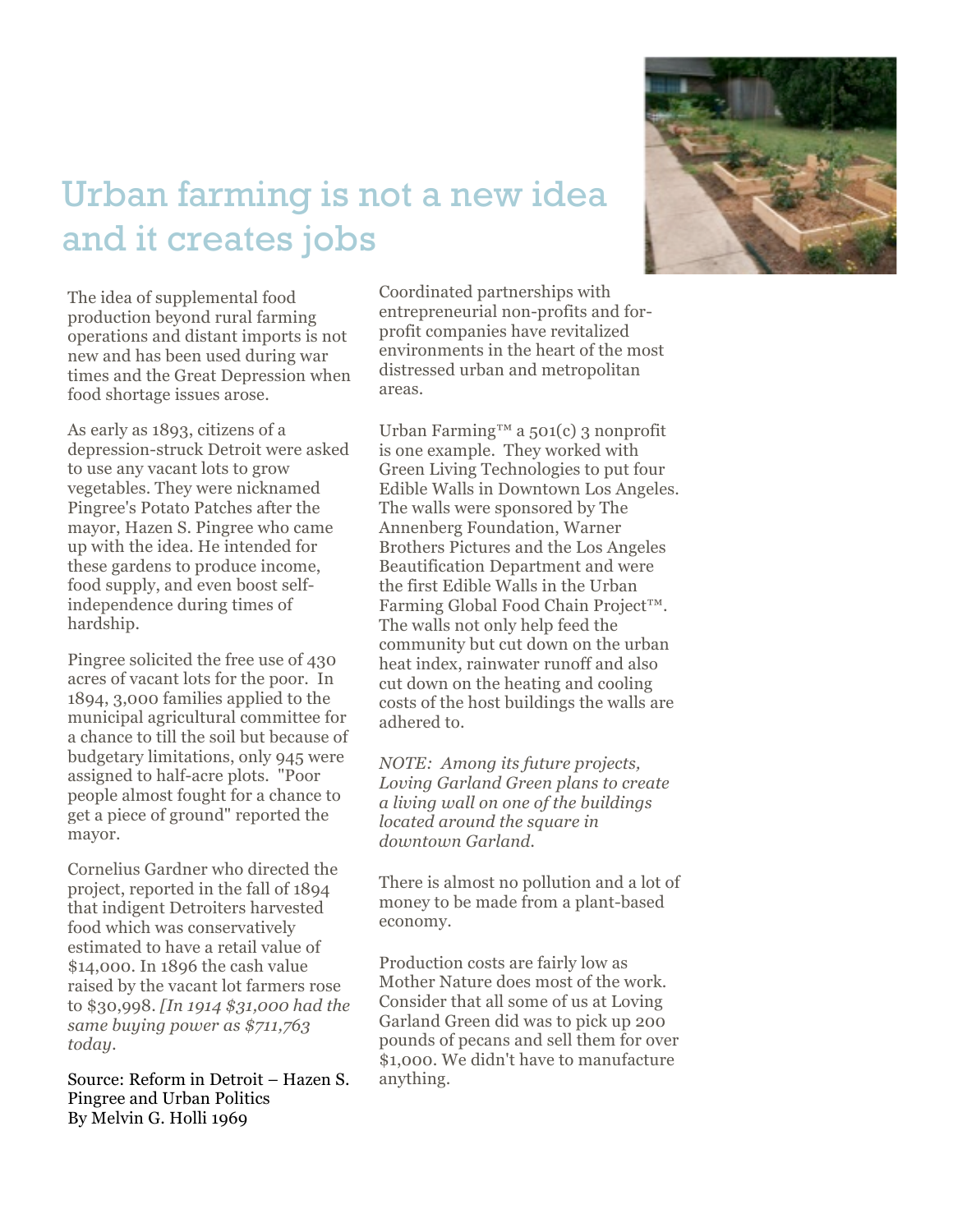# Urban farming is not a new idea and it creates jobs

The idea of supplemental food production beyond rural farming operations and distant imports is not new and has been used during war times and the Great Depression when food shortage issues arose.

As early as 1893, citizens of a depression-struck Detroit were asked to use any vacant lots to grow vegetables. They were nicknamed Pingree's Potato Patches after the mayor, Hazen S. Pingree who came up with the idea. He intended for these gardens to produce income, food supply, and even boost self-independence during times of hardship.

Pingree solicited the free use of 430 acres of vacant lots for the poor. In 1894, 3,000 families applied to the municipal agricultural committee for a chance to till the soil but because of budgetary limitations, only 945 were assigned to half-acre plots. "Poor people almost fought for a chance to get a piece of ground" reported the mayor.

Cornelius Gardner who directed the project, reported in the fall of 1894 that indigent Detroiters harvested food which was conservatively estimated to have a retail value of $14,000. In 1896 the cash value raised by the vacant lot farmers rose to $30,998. *[In 1914 $31,000 had the same buying power as $711,763 today.*

Source: Reform in Detroit – Hazen S. Pingree and Urban Politics
By Melvin G. Holli 1969

Coordinated partnerships with entrepreneurial non-profits and for-profit companies have revitalized environments in the heart of the most distressed urban and metropolitan areas.

Urban Farming™ a 501(c) 3 nonprofit is one example. They worked with Green Living Technologies to put four Edible Walls in Downtown Los Angeles. The walls were sponsored by The Annenberg Foundation, Warner Brothers Pictures and the Los Angeles Beautification Department and were the first Edible Walls in the Urban Farming Global Food Chain Project™. The walls not only help feed the community but cut down on the urban heat index, rainwater runoff and also cut down on the heating and cooling costs of the host buildings the walls are adhered to.

*NOTE: Among its future projects, Loving Garland Green plans to create a living wall on one of the buildings located around the square in downtown Garland.*

There is almost no pollution and a lot of money to be made from a plant-based economy.

Production costs are fairly low as Mother Nature does most of the work. Consider that all some of us at Loving Garland Green did was to pick up 200 pounds of pecans and sell them for over $1,000. We didn't have to manufacture anything.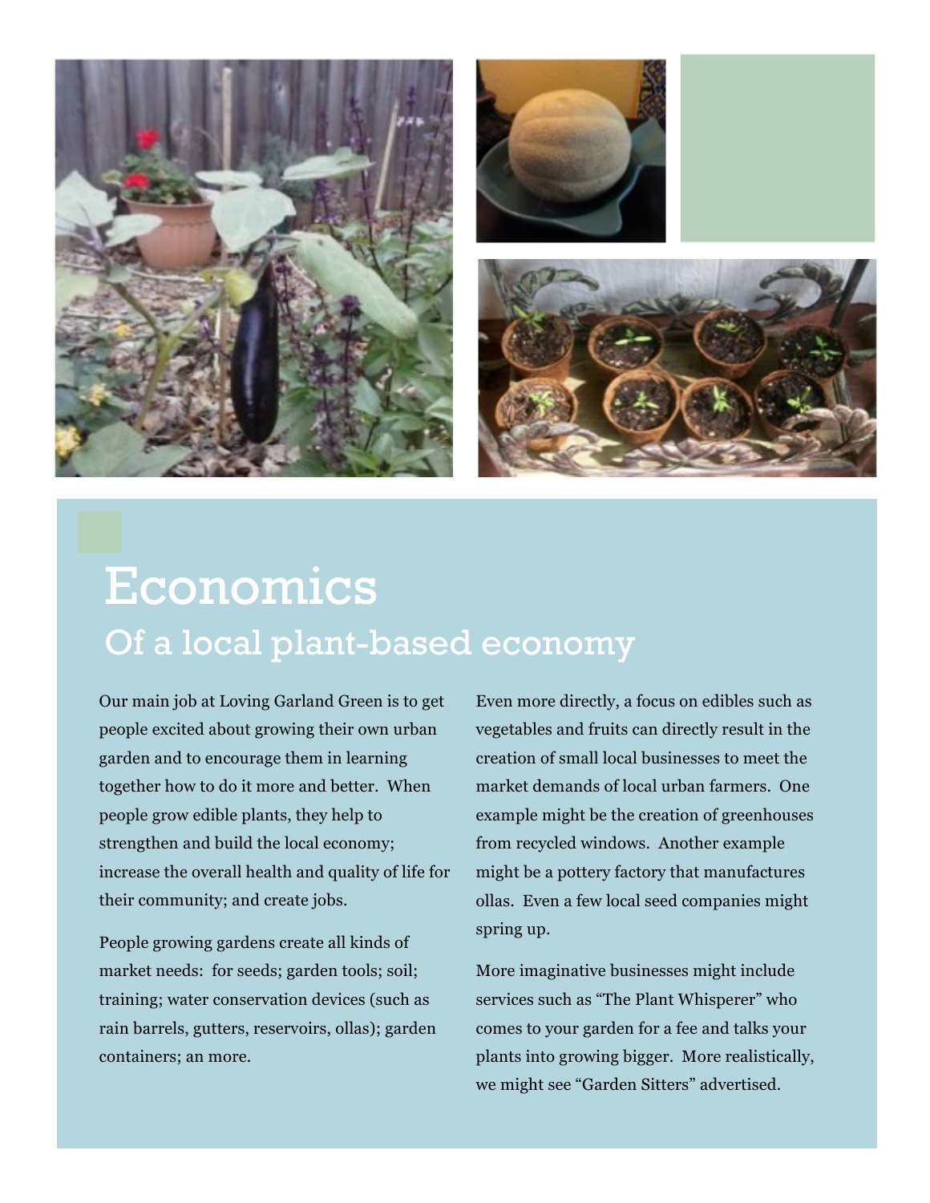# Economics

## Of a local plant-based economy

Our main job at Loving Garland Green is to get people excited about growing their own urban garden and to encourage them in learning together how to do it more and better. When people grow edible plants, they help to strengthen and build the local economy; increase the overall health and quality of life for their community; and create jobs.

People growing gardens create all kinds of market needs: for seeds; garden tools; soil; training; water conservation devices (such as rain barrels, gutters, reservoirs, ollas); garden containers; an more.

Even more directly, a focus on edibles such as vegetables and fruits can directly result in the creation of small local businesses to meet the market demands of local urban farmers. One example might be the creation of greenhouses from recycled windows. Another example might be a pottery factory that manufactures ollas. Even a few local seed companies might spring up.

More imaginative businesses might include services such as "The Plant Whisperer" who comes to your garden for a fee and talks your plants into growing bigger. More realistically, we might see "Garden Sitters" advertised.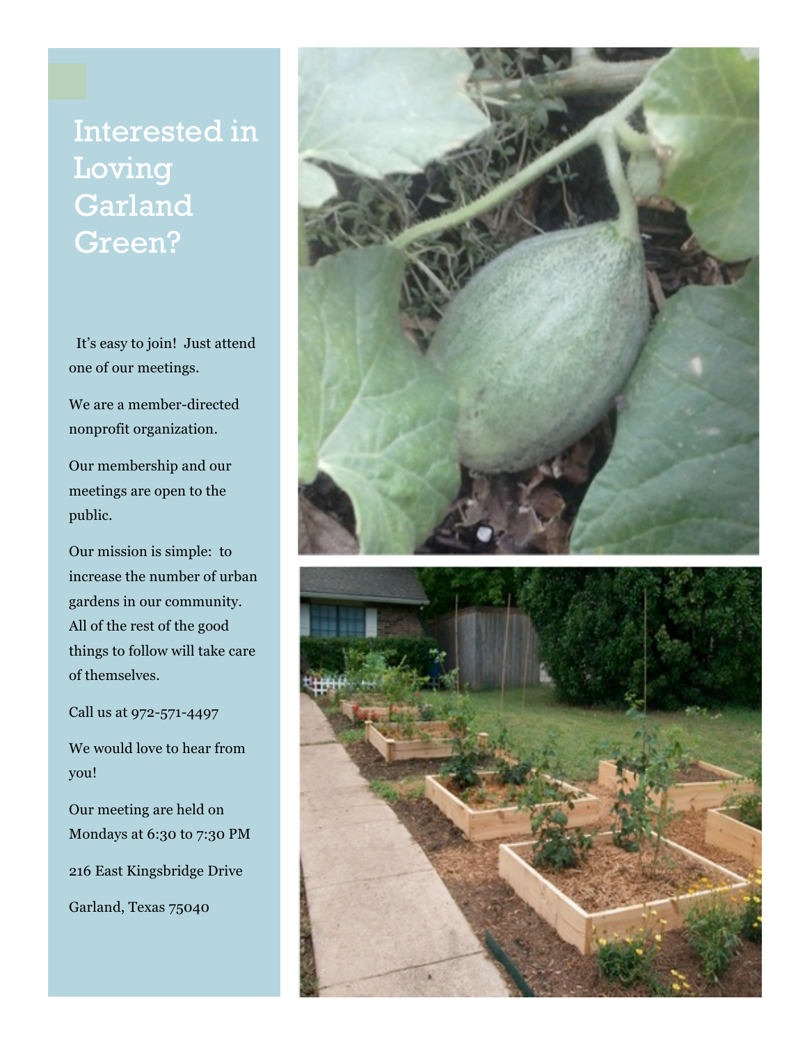# Interested in Loving Garland Green?

It's easy to join! Just attend one of our meetings.

We are a member-directed nonprofit organization.

Our membership and our meetings are open to the public.

Our mission is simple: to increase the number of urban gardens in our community. All of the rest of the good things to follow will take care of themselves.

Call us at 972-571-4497

We would love to hear from you!

Our meeting are held on Mondays at 6:30 to 7:30 PM

216 East Kingsbridge Drive

Garland, Texas 75040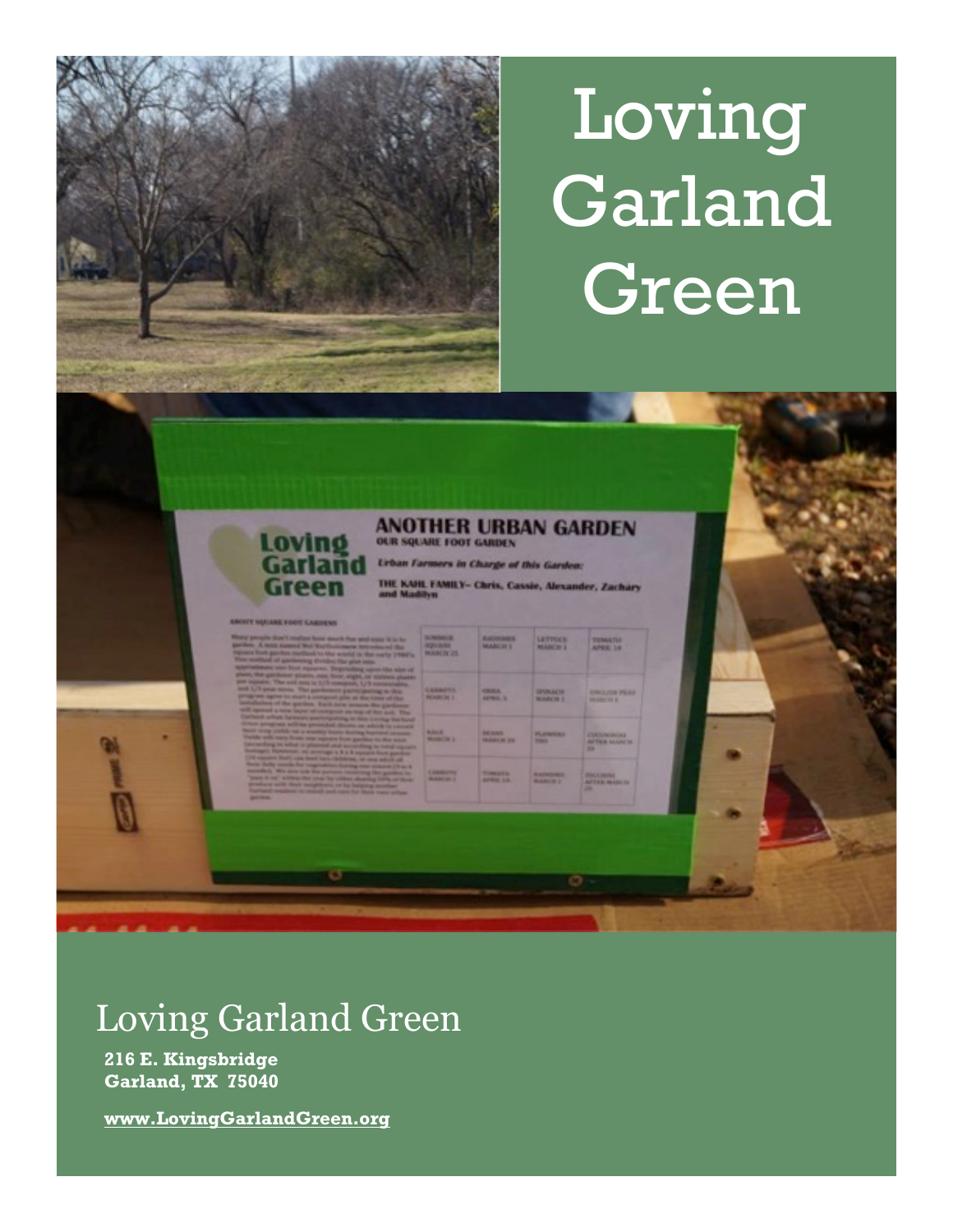# Loving Garland Green

Loving Garland Green

**216 E. Kingsbridge**
**Garland, TX 75040**

**www.LovingGarlandGreen.org**